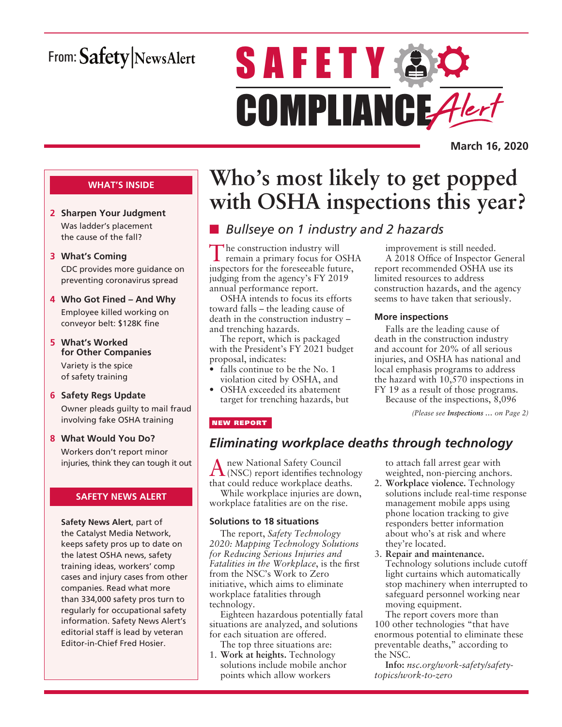From: Safety|NewsAlert

# SAFETY COMPLIANCE Alert

**March 16, 2020**

## WHAT'S INSIDE

**2 Sharpen Your Judgment**
Was ladder's placement the cause of the fall?

**3 What's Coming**
CDC provides more guidance on preventing coronavirus spread

**4 Who Got Fined – And Why**
Employee killed working on conveyor belt: $128K fine

**5 What's Worked for Other Companies**
Variety is the spice of safety training

**6 Safety Regs Update**
Owner pleads guilty to mail fraud involving fake OSHA training

**8 What Would You Do?**
Workers don't report minor injuries, think they can tough it out

## SAFETY NEWS ALERT

**Safety News Alert**, part of the Catalyst Media Network, keeps safety pros up to date on the latest OSHA news, safety training ideas, workers' comp cases and injury cases from other companies. Read what more than 334,000 safety pros turn to regularly for occupational safety information. Safety News Alert's editorial staff is lead by veteran Editor-in-Chief Fred Hosier.

# Who's most likely to get popped with OSHA inspections this year?

## *Bullseye on 1 industry and 2 hazards*

The construction industry will remain a primary focus for OSHA inspectors for the foreseeable future, judging from the agency's FY 2019 annual performance report.

OSHA intends to focus its efforts toward falls – the leading cause of death in the construction industry – and trenching hazards.

The report, which is packaged with the President's FY 2021 budget proposal, indicates:

- falls continue to be the No. 1 violation cited by OSHA, and
- OSHA exceeded its abatement target for trenching hazards, but improvement is still needed.

A 2018 Office of Inspector General report recommended OSHA use its limited resources to address construction hazards, and the agency seems to have taken that seriously.

### More inspections

Falls are the leading cause of death in the construction industry and account for 20% of all serious injuries, and OSHA has national and local emphasis programs to address the hazard with 10,570 inspections in FY 19 as a result of those programs.

Because of the inspections, 8,096

*(Please see **Inspections** … on Page 2)*

**NEW REPORT**

## *Eliminating workplace deaths through technology*

A new National Safety Council (NSC) report identifies technology that could reduce workplace deaths.

While workplace injuries are down, workplace fatalities are on the rise.

### Solutions to 18 situations

The report, *Safety Technology 2020: Mapping Technology Solutions for Reducing Serious Injuries and Fatalities in the Workplace*, is the first from the NSC's Work to Zero initiative, which aims to eliminate workplace fatalities through technology.

Eighteen hazardous potentially fatal situations are analyzed, and solutions for each situation are offered.

The top three situations are:

1. **Work at heights.** Technology solutions include mobile anchor points which allow workers to attach fall arrest gear with weighted, non-piercing anchors.
2. **Workplace violence.** Technology solutions include real-time response management mobile apps using phone location tracking to give responders better information about who's at risk and where they're located.
3. **Repair and maintenance.** Technology solutions include cutoff light curtains which automatically stop machinery when interrupted to safeguard personnel working near moving equipment.

The report covers more than 100 other technologies "that have enormous potential to eliminate these preventable deaths," according to the NSC.

**Info:** *nsc.org/work-safety/safety-topics/work-to-zero*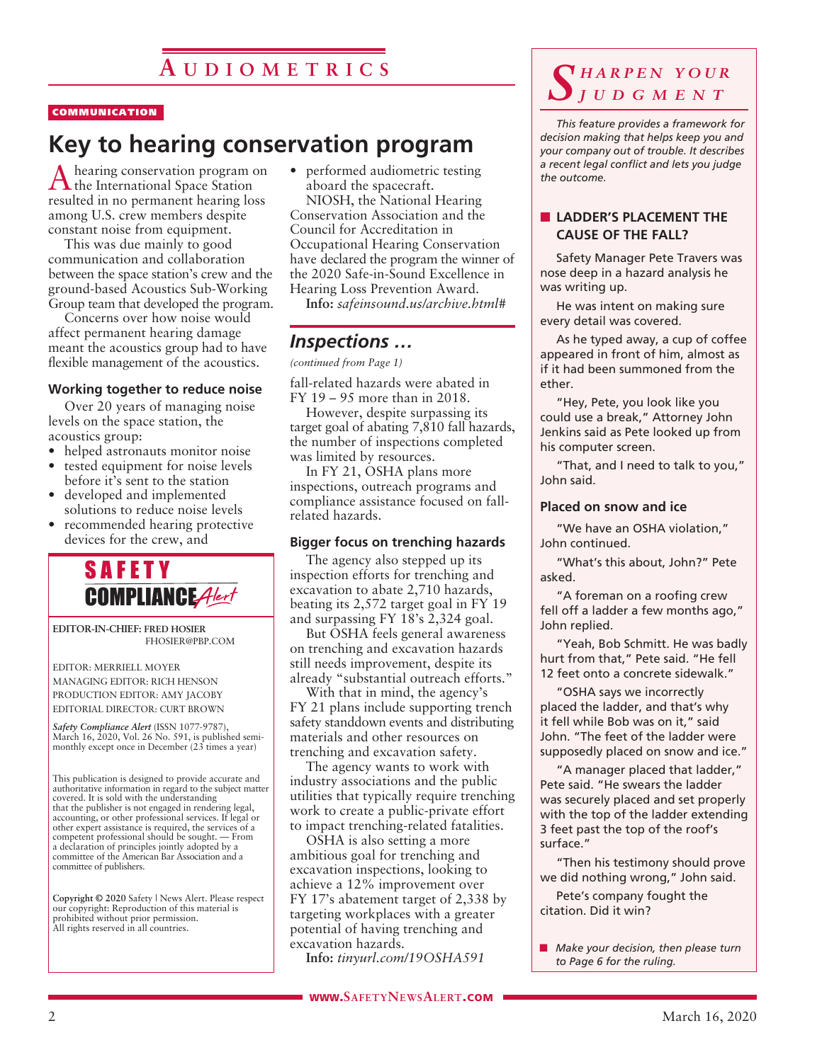# Audiometrics

COMMUNICATION

## Key to hearing conservation program

A hearing conservation program on the International Space Station resulted in no permanent hearing loss among U.S. crew members despite constant noise from equipment.

This was due mainly to good communication and collaboration between the space station's crew and the ground-based Acoustics Sub-Working Group team that developed the program.

Concerns over how noise would affect permanent hearing damage meant the acoustics group had to have flexible management of the acoustics.

### Working together to reduce noise

Over 20 years of managing noise levels on the space station, the acoustics group:

- helped astronauts monitor noise
- tested equipment for noise levels before it's sent to the station
- developed and implemented solutions to reduce noise levels
- recommended hearing protective devices for the crew, and
- performed audiometric testing aboard the spacecraft.

NIOSH, the National Hearing Conservation Association and the Council for Accreditation in Occupational Hearing Conservation have declared the program the winner of the 2020 Safe-in-Sound Excellence in Hearing Loss Prevention Award.

**Info:** *safeinsound.us/archive.html#*

## *Inspections …*

*(continued from Page 1)*

fall-related hazards were abated in FY 19 – 95 more than in 2018.

However, despite surpassing its target goal of abating 7,810 fall hazards, the number of inspections completed was limited by resources.

In FY 21, OSHA plans more inspections, outreach programs and compliance assistance focused on fall-related hazards.

### Bigger focus on trenching hazards

The agency also stepped up its inspection efforts for trenching and excavation to abate 2,710 hazards, beating its 2,572 target goal in FY 19 and surpassing FY 18's 2,324 goal.

But OSHA feels general awareness on trenching and excavation hazards still needs improvement, despite its already "substantial outreach efforts."

With that in mind, the agency's FY 21 plans include supporting trench safety standdown events and distributing materials and other resources on trenching and excavation safety.

The agency wants to work with industry associations and the public utilities that typically require trenching work to create a public-private effort to impact trenching-related fatalities.

OSHA is also setting a more ambitious goal for trenching and excavation inspections, looking to achieve a 12% improvement over FY 17's abatement target of 2,338 by targeting workplaces with a greater potential of having trenching and excavation hazards.

**Info:** *tinyurl.com/19OSHA591*

---

**SAFETY COMPLIANCE *Alert***

EDITOR-IN-CHIEF: FRED HOSIER
FHOSIER@PBP.COM

EDITOR: MERRIELL MOYER
MANAGING EDITOR: RICH HENSON
PRODUCTION EDITOR: AMY JACOBY
EDITORIAL DIRECTOR: CURT BROWN

*Safety Compliance Alert* (ISSN 1077-9787), March 16, 2020, Vol. 26 No. 591, is published semi-monthly except once in December (23 times a year)

This publication is designed to provide accurate and authoritative information in regard to the subject matter covered. It is sold with the understanding that the publisher is not engaged in rendering legal, accounting, or other professional services. If legal or other expert assistance is required, the services of a competent professional should be sought. — From a declaration of principles jointly adopted by a committee of the American Bar Association and a committee of publishers.

**Copyright © 2020** Safety | News Alert. Please respect our copyright: Reproduction of this material is prohibited without prior permission. All rights reserved in all countries.

---

## *Sharpen Your Judgment*

*This feature provides a framework for decision making that helps keep you and your company out of trouble. It describes a recent legal conflict and lets you judge the outcome.*

### LADDER'S PLACEMENT THE CAUSE OF THE FALL?

Safety Manager Pete Travers was nose deep in a hazard analysis he was writing up.

He was intent on making sure every detail was covered.

As he typed away, a cup of coffee appeared in front of him, almost as if it had been summoned from the ether.

"Hey, Pete, you look like you could use a break," Attorney John Jenkins said as Pete looked up from his computer screen.

"That, and I need to talk to you," John said.

### Placed on snow and ice

"We have an OSHA violation," John continued.

"What's this about, John?" Pete asked.

"A foreman on a roofing crew fell off a ladder a few months ago," John replied.

"Yeah, Bob Schmitt. He was badly hurt from that," Pete said. "He fell 12 feet onto a concrete sidewalk."

"OSHA says we incorrectly placed the ladder, and that's why it fell while Bob was on it," said John. "The feet of the ladder were supposedly placed on snow and ice."

"A manager placed that ladder," Pete said. "He swears the ladder was securely placed and set properly with the top of the ladder extending 3 feet past the top of the roof's surface."

"Then his testimony should prove we did nothing wrong," John said.

Pete's company fought the citation. Did it win?

- *Make your decision, then please turn to Page 6 for the ruling.*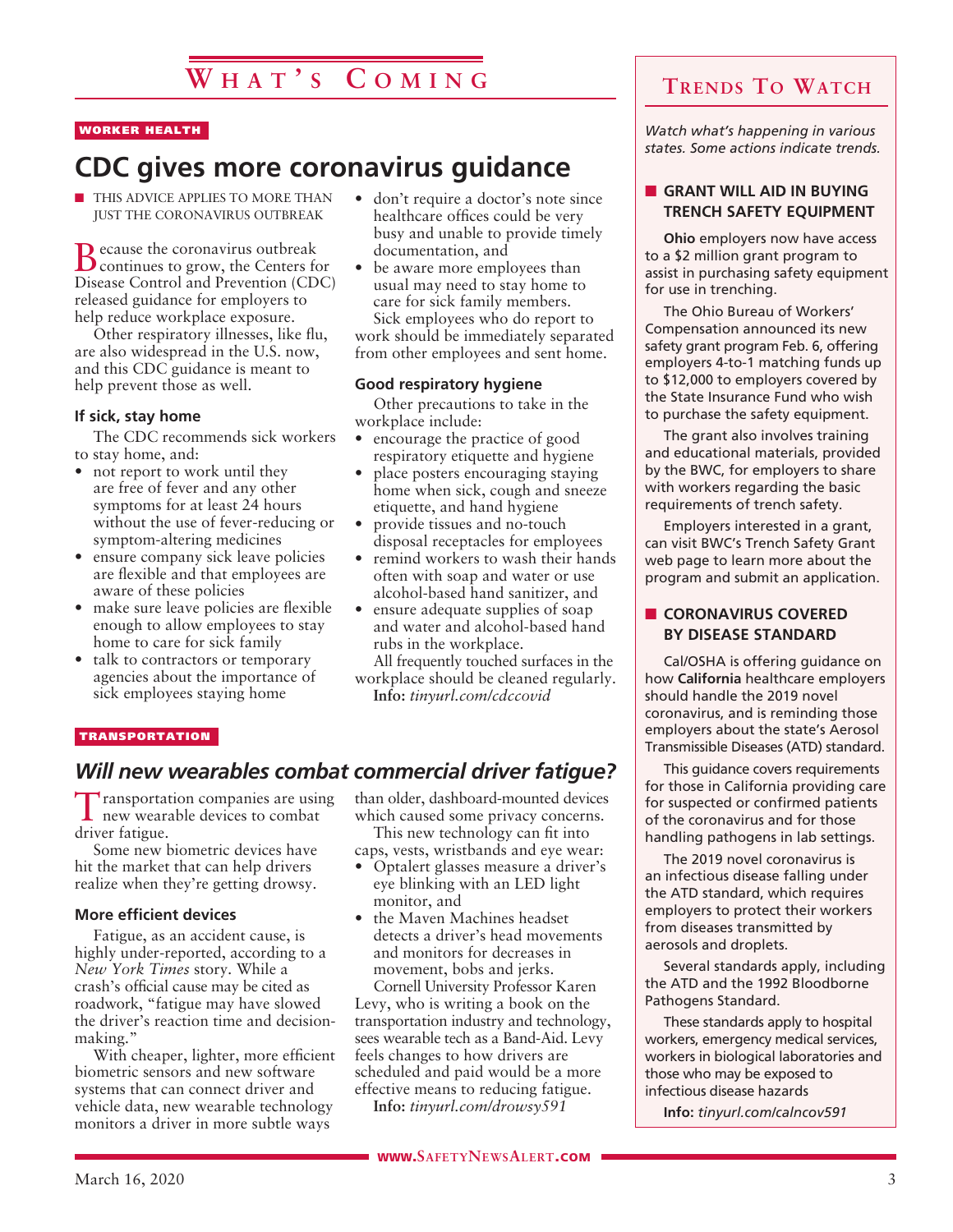# What's Coming

WORKER HEALTH

## CDC gives more coronavirus guidance

■ THIS ADVICE APPLIES TO MORE THAN JUST THE CORONAVIRUS OUTBREAK

Because the coronavirus outbreak continues to grow, the Centers for Disease Control and Prevention (CDC) released guidance for employers to help reduce workplace exposure.

Other respiratory illnesses, like flu, are also widespread in the U.S. now, and this CDC guidance is meant to help prevent those as well.

### If sick, stay home

The CDC recommends sick workers to stay home, and:

- not report to work until they are free of fever and any other symptoms for at least 24 hours without the use of fever-reducing or symptom-altering medicines
- ensure company sick leave policies are flexible and that employees are aware of these policies
- make sure leave policies are flexible enough to allow employees to stay home to care for sick family
- talk to contractors or temporary agencies about the importance of sick employees staying home
- don't require a doctor's note since healthcare offices could be very busy and unable to provide timely documentation, and
- be aware more employees than usual may need to stay home to care for sick family members.

Sick employees who do report to work should be immediately separated from other employees and sent home.

### Good respiratory hygiene

Other precautions to take in the workplace include:

- encourage the practice of good respiratory etiquette and hygiene
- place posters encouraging staying home when sick, cough and sneeze etiquette, and hand hygiene
- provide tissues and no-touch disposal receptacles for employees
- remind workers to wash their hands often with soap and water or use alcohol-based hand sanitizer, and
- ensure adequate supplies of soap and water and alcohol-based hand rubs in the workplace.

All frequently touched surfaces in the workplace should be cleaned regularly.

**Info:** *tinyurl.com/cdccovid*

TRANSPORTATION

## *Will new wearables combat commercial driver fatigue?*

Transportation companies are using new wearable devices to combat driver fatigue.

Some new biometric devices have hit the market that can help drivers realize when they're getting drowsy.

### More efficient devices

Fatigue, as an accident cause, is highly under-reported, according to a *New York Times* story. While a crash's official cause may be cited as roadwork, "fatigue may have slowed the driver's reaction time and decision-making."

With cheaper, lighter, more efficient biometric sensors and new software systems that can connect driver and vehicle data, new wearable technology monitors a driver in more subtle ways than older, dashboard-mounted devices which caused some privacy concerns.

This new technology can fit into caps, vests, wristbands and eye wear:

- Optalert glasses measure a driver's eye blinking with an LED light monitor, and
- the Maven Machines headset detects a driver's head movements and monitors for decreases in movement, bobs and jerks.

Cornell University Professor Karen Levy, who is writing a book on the transportation industry and technology, sees wearable tech as a Band-Aid. Levy feels changes to how drivers are scheduled and paid would be a more effective means to reducing fatigue.

**Info:** *tinyurl.com/drowsy591*

# Trends To Watch

*Watch what's happening in various states. Some actions indicate trends.*

### ■ GRANT WILL AID IN BUYING TRENCH SAFETY EQUIPMENT

**Ohio** employers now have access to a $2 million grant program to assist in purchasing safety equipment for use in trenching.

The Ohio Bureau of Workers' Compensation announced its new safety grant program Feb. 6, offering employers 4-to-1 matching funds up to $12,000 to employers covered by the State Insurance Fund who wish to purchase the safety equipment.

The grant also involves training and educational materials, provided by the BWC, for employers to share with workers regarding the basic requirements of trench safety.

Employers interested in a grant, can visit BWC's Trench Safety Grant web page to learn more about the program and submit an application.

### ■ CORONAVIRUS COVERED BY DISEASE STANDARD

Cal/OSHA is offering guidance on how **California** healthcare employers should handle the 2019 novel coronavirus, and is reminding those employers about the state's Aerosol Transmissible Diseases (ATD) standard.

This guidance covers requirements for those in California providing care for suspected or confirmed patients of the coronavirus and for those handling pathogens in lab settings.

The 2019 novel coronavirus is an infectious disease falling under the ATD standard, which requires employers to protect their workers from diseases transmitted by aerosols and droplets.

Several standards apply, including the ATD and the 1992 Bloodborne Pathogens Standard.

These standards apply to hospital workers, emergency medical services, workers in biological laboratories and those who may be exposed to infectious disease hazards

**Info:** *tinyurl.com/calncov591*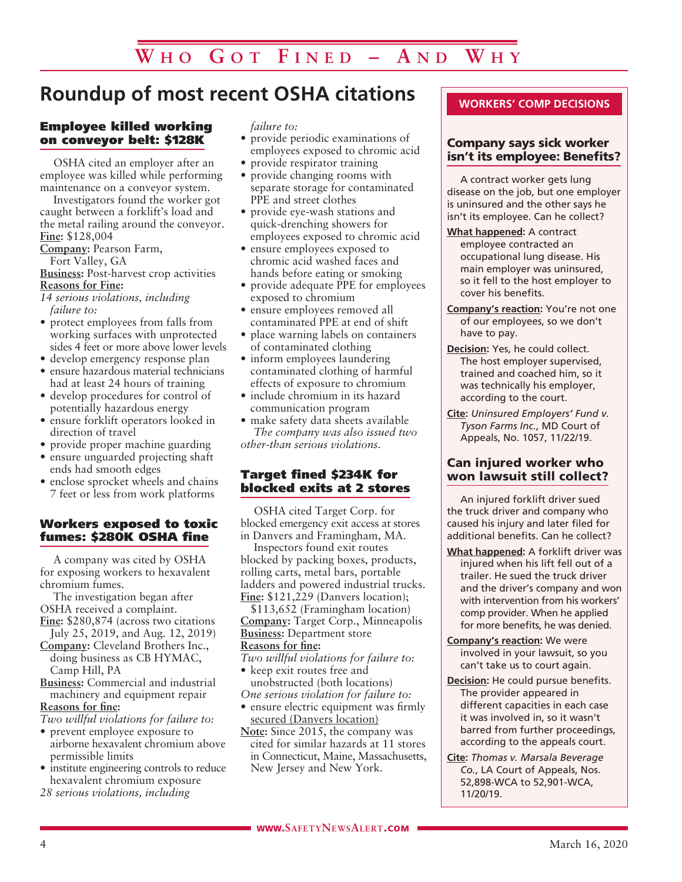# Who Got Fined – And Why

## Roundup of most recent OSHA citations

### Employee killed working on conveyor belt: $128K

OSHA cited an employer after an employee was killed while performing maintenance on a conveyor system.

Investigators found the worker got caught between a forklift's load and the metal railing around the conveyor.

**Fine:** $128,004

**Company:** Pearson Farm, Fort Valley, GA

**Business:** Post-harvest crop activities

**Reasons for Fine:**

*14 serious violations, including failure to:*

- protect employees from falls from working surfaces with unprotected sides 4 feet or more above lower levels
- develop emergency response plan
- ensure hazardous material technicians had at least 24 hours of training
- develop procedures for control of potentially hazardous energy
- ensure forklift operators looked in direction of travel
- provide proper machine guarding
- ensure unguarded projecting shaft ends had smooth edges
- enclose sprocket wheels and chains 7 feet or less from work platforms

### Workers exposed to toxic fumes: $280K OSHA fine

A company was cited by OSHA for exposing workers to hexavalent chromium fumes.

The investigation began after OSHA received a complaint.

**Fine:** $280,874 (across two citations July 25, 2019, and Aug. 12, 2019)

**Company:** Cleveland Brothers Inc., doing business as CB HYMAC, Camp Hill, PA

**Business:** Commercial and industrial machinery and equipment repair

**Reasons for fine:**

*Two willful violations for failure to:*

- prevent employee exposure to airborne hexavalent chromium above permissible limits
- institute engineering controls to reduce hexavalent chromium exposure

*28 serious violations, including failure to:*

- provide periodic examinations of employees exposed to chromic acid
- provide respirator training
- provide changing rooms with separate storage for contaminated PPE and street clothes
- provide eye-wash stations and quick-drenching showers for employees exposed to chromic acid
- ensure employees exposed to chromic acid washed faces and hands before eating or smoking
- provide adequate PPE for employees exposed to chromium
- ensure employees removed all contaminated PPE at end of shift
- place warning labels on containers of contaminated clothing
- inform employees laundering contaminated clothing of harmful effects of exposure to chromium
- include chromium in its hazard communication program
- make safety data sheets available

*The company was also issued two other-than serious violations.*

### Target fined $234K for blocked exits at 2 stores

OSHA cited Target Corp. for blocked emergency exit access at stores in Danvers and Framingham, MA.

Inspectors found exit routes blocked by packing boxes, products, rolling carts, metal bars, portable ladders and powered industrial trucks.

**Fine:** $121,229 (Danvers location); $113,652 (Framingham location)

**Company:** Target Corp., Minneapolis

**Business:** Department store

**Reasons for fine:**

*Two willful violations for failure to:*

- keep exit routes free and unobstructed (both locations)

*One serious violation for failure to:*

- ensure electric equipment was firmly secured (Danvers location)

**Note:** Since 2015, the company was cited for similar hazards at 11 stores in Connecticut, Maine, Massachusetts, New Jersey and New York.

## WORKERS' COMP DECISIONS

### Company says sick worker isn't its employee: Benefits?

A contract worker gets lung disease on the job, but one employer is uninsured and the other says he isn't its employee. Can he collect?

**What happened:** A contract employee contracted an occupational lung disease. His main employer was uninsured, so it fell to the host employer to cover his benefits.

**Company's reaction:** You're not one of our employees, so we don't have to pay.

**Decision:** Yes, he could collect. The host employer supervised, trained and coached him, so it was technically his employer, according to the court.

**Cite:** *Uninsured Employers' Fund v. Tyson Farms Inc.*, MD Court of Appeals, No. 1057, 11/22/19.

### Can injured worker who won lawsuit still collect?

An injured forklift driver sued the truck driver and company who caused his injury and later filed for additional benefits. Can he collect?

**What happened:** A forklift driver was injured when his lift fell out of a trailer. He sued the truck driver and the driver's company and won with intervention from his workers' comp provider. When he applied for more benefits, he was denied.

**Company's reaction:** We were involved in your lawsuit, so you can't take us to court again.

**Decision:** He could pursue benefits. The provider appeared in different capacities in each case it was involved in, so it wasn't barred from further proceedings, according to the appeals court.

**Cite:** *Thomas v. Marsala Beverage Co.*, LA Court of Appeals, Nos. 52,898-WCA to 52,901-WCA, 11/20/19.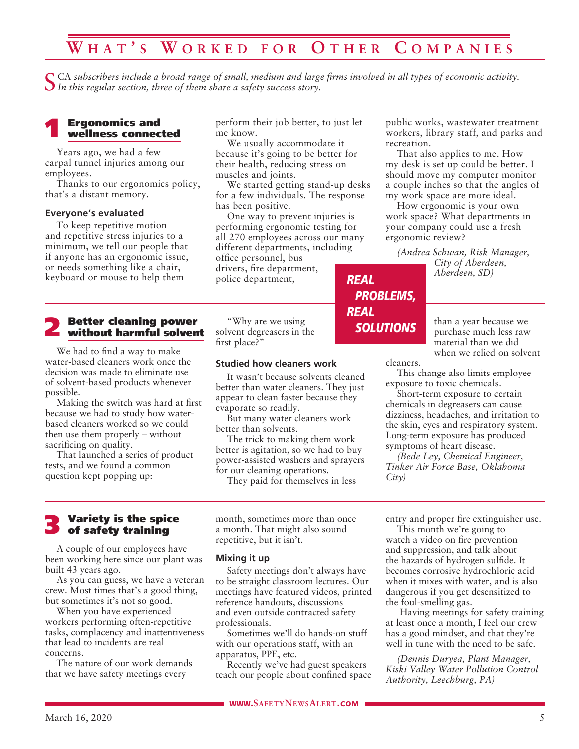# What's Worked for Other Companies

*SCA subscribers include a broad range of small, medium and large firms involved in all types of economic activity. In this regular section, three of them share a safety success story.*

## 1 Ergonomics and wellness connected

Years ago, we had a few carpal tunnel injuries among our employees.

Thanks to our ergonomics policy, that's a distant memory.

### Everyone's evaluated

To keep repetitive motion and repetitive stress injuries to a minimum, we tell our people that if anyone has an ergonomic issue, or needs something like a chair, keyboard or mouse to help them perform their job better, to just let me know.

We usually accommodate it because it's going to be better for their health, reducing stress on muscles and joints.

We started getting stand-up desks for a few individuals. The response has been positive.

One way to prevent injuries is performing ergonomic testing for all 270 employees across our many different departments, including office personnel, bus drivers, fire department, police department, public works, wastewater treatment workers, library staff, and parks and recreation.

That also applies to me. How my desk is set up could be better. I should move my computer monitor a couple inches so that the angles of my work space are more ideal.

How ergonomic is your own work space? What departments in your company could use a fresh ergonomic review?

*(Andrea Schwan, Risk Manager, City of Aberdeen, Aberdeen, SD)*

**REAL PROBLEMS, REAL SOLUTIONS**

## 2 Better cleaning power without harmful solvent

We had to find a way to make water-based cleaners work once the decision was made to eliminate use of solvent-based products whenever possible.

Making the switch was hard at first because we had to study how water-based cleaners worked so we could then use them properly – without sacrificing on quality.

That launched a series of product tests, and we found a common question kept popping up:

"Why are we using solvent degreasers in the first place?"

### Studied how cleaners work

It wasn't because solvents cleaned better than water cleaners. They just appear to clean faster because they evaporate so readily.

But many water cleaners work better than solvents.

The trick to making them work better is agitation, so we had to buy power-assisted washers and sprayers for our cleaning operations.

They paid for themselves in less than a year because we purchase much less raw material than we did when we relied on solvent cleaners.

This change also limits employee exposure to toxic chemicals.

Short-term exposure to certain chemicals in degreasers can cause dizziness, headaches, and irritation to the skin, eyes and respiratory system. Long-term exposure has produced symptoms of heart disease.

*(Bede Ley, Chemical Engineer, Tinker Air Force Base, Oklahoma City)*

## 3 Variety is the spice of safety training

A couple of our employees have been working here since our plant was built 43 years ago.

As you can guess, we have a veteran crew. Most times that's a good thing, but sometimes it's not so good.

When you have experienced workers performing often-repetitive tasks, complacency and inattentiveness that lead to incidents are real concerns.

The nature of our work demands that we have safety meetings every month, sometimes more than once a month. That might also sound repetitive, but it isn't.

### Mixing it up

Safety meetings don't always have to be straight classroom lectures. Our meetings have featured videos, printed reference handouts, discussions and even outside contracted safety professionals.

Sometimes we'll do hands-on stuff with our operations staff, with an apparatus, PPE, etc.

Recently we've had guest speakers teach our people about confined space entry and proper fire extinguisher use.

This month we're going to watch a video on fire prevention and suppression, and talk about the hazards of hydrogen sulfide. It becomes corrosive hydrochloric acid when it mixes with water, and is also dangerous if you get desensitized to the foul-smelling gas.

Having meetings for safety training at least once a month, I feel our crew has a good mindset, and that they're well in tune with the need to be safe.

*(Dennis Duryea, Plant Manager, Kiski Valley Water Pollution Control Authority, Leechburg, PA)*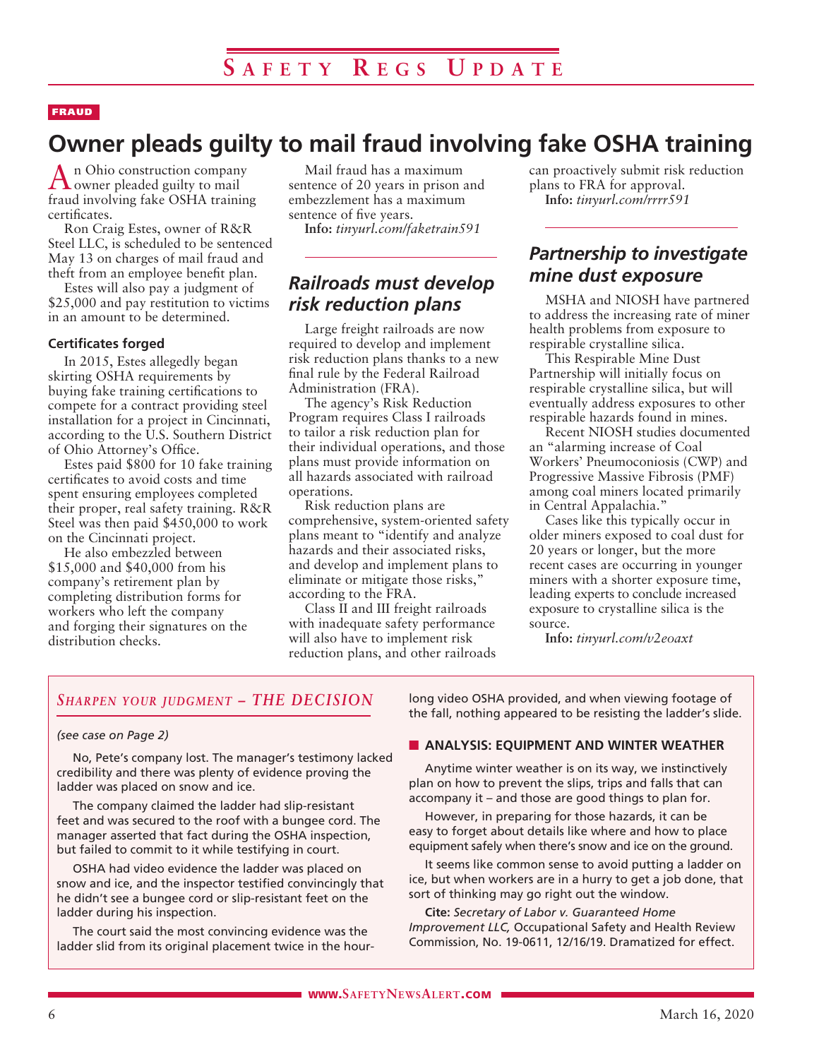FRAUD

# Owner pleads guilty to mail fraud involving fake OSHA training

An Ohio construction company owner pleaded guilty to mail fraud involving fake OSHA training certificates.

Ron Craig Estes, owner of R&R Steel LLC, is scheduled to be sentenced May 13 on charges of mail fraud and theft from an employee benefit plan.

Estes will also pay a judgment of $25,000 and pay restitution to victims in an amount to be determined.

### Certificates forged

In 2015, Estes allegedly began skirting OSHA requirements by buying fake training certifications to compete for a contract providing steel installation for a project in Cincinnati, according to the U.S. Southern District of Ohio Attorney's Office.

Estes paid $800 for 10 fake training certificates to avoid costs and time spent ensuring employees completed their proper, real safety training. R&R Steel was then paid $450,000 to work on the Cincinnati project.

He also embezzled between $15,000 and $40,000 from his company's retirement plan by completing distribution forms for workers who left the company and forging their signatures on the distribution checks.

Mail fraud has a maximum sentence of 20 years in prison and embezzlement has a maximum sentence of five years.

**Info:** *tinyurl.com/faketrain591*

## *Railroads must develop risk reduction plans*

Large freight railroads are now required to develop and implement risk reduction plans thanks to a new final rule by the Federal Railroad Administration (FRA).

The agency's Risk Reduction Program requires Class I railroads to tailor a risk reduction plan for their individual operations, and those plans must provide information on all hazards associated with railroad operations.

Risk reduction plans are comprehensive, system-oriented safety plans meant to "identify and analyze hazards and their associated risks, and develop and implement plans to eliminate or mitigate those risks," according to the FRA.

Class II and III freight railroads with inadequate safety performance will also have to implement risk reduction plans, and other railroads can proactively submit risk reduction plans to FRA for approval.

**Info:** *tinyurl.com/rrrr591*

## *Partnership to investigate mine dust exposure*

MSHA and NIOSH have partnered to address the increasing rate of miner health problems from exposure to respirable crystalline silica.

This Respirable Mine Dust Partnership will initially focus on respirable crystalline silica, but will eventually address exposures to other respirable hazards found in mines.

Recent NIOSH studies documented an "alarming increase of Coal Workers' Pneumoconiosis (CWP) and Progressive Massive Fibrosis (PMF) among coal miners located primarily in Central Appalachia."

Cases like this typically occur in older miners exposed to coal dust for 20 years or longer, but the more recent cases are occurring in younger miners with a shorter exposure time, leading experts to conclude increased exposure to crystalline silica is the source.

**Info:** *tinyurl.com/v2eoaxt*

---

### *Sharpen your judgment – THE DECISION*

*(see case on Page 2)*

No, Pete's company lost. The manager's testimony lacked credibility and there was plenty of evidence proving the ladder was placed on snow and ice.

The company claimed the ladder had slip-resistant feet and was secured to the roof with a bungee cord. The manager asserted that fact during the OSHA inspection, but failed to commit to it while testifying in court.

OSHA had video evidence the ladder was placed on snow and ice, and the inspector testified convincingly that he didn't see a bungee cord or slip-resistant feet on the ladder during his inspection.

The court said the most convincing evidence was the ladder slid from its original placement twice in the hour-long video OSHA provided, and when viewing footage of the fall, nothing appeared to be resisting the ladder's slide.

#### ANALYSIS: EQUIPMENT AND WINTER WEATHER

Anytime winter weather is on its way, we instinctively plan on how to prevent the slips, trips and falls that can accompany it – and those are good things to plan for.

However, in preparing for those hazards, it can be easy to forget about details like where and how to place equipment safely when there's snow and ice on the ground.

It seems like common sense to avoid putting a ladder on ice, but when workers are in a hurry to get a job done, that sort of thinking may go right out the window.

**Cite:** *Secretary of Labor v. Guaranteed Home Improvement LLC,* Occupational Safety and Health Review Commission, No. 19-0611, 12/16/19. Dramatized for effect.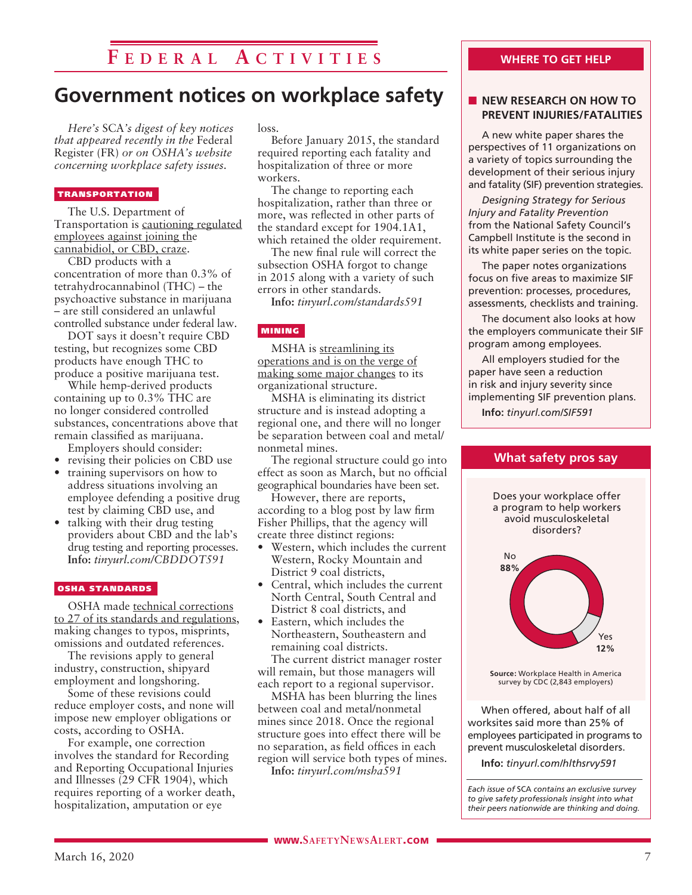## Federal Activities

# Government notices on workplace safety

*Here's SCA's digest of key notices that appeared recently in the Federal Register (FR) or on OSHA's website concerning workplace safety issues.*

### TRANSPORTATION

The U.S. Department of Transportation is cautioning regulated employees against joining the cannabidiol, or CBD, craze.

CBD products with a concentration of more than 0.3% of tetrahydrocannabinol (THC) – the psychoactive substance in marijuana – are still considered an unlawful controlled substance under federal law.

DOT says it doesn't require CBD testing, but recognizes some CBD products have enough THC to produce a positive marijuana test.

While hemp-derived products containing up to 0.3% THC are no longer considered controlled substances, concentrations above that remain classified as marijuana.

Employers should consider:

- revising their policies on CBD use
- training supervisors on how to address situations involving an employee defending a positive drug test by claiming CBD use, and
- talking with their drug testing providers about CBD and the lab's drug testing and reporting processes.

**Info:** *tinyurl.com/CBDDOT591*

### OSHA STANDARDS

OSHA made technical corrections to 27 of its standards and regulations, making changes to typos, misprints, omissions and outdated references.

The revisions apply to general industry, construction, shipyard employment and longshoring.

Some of these revisions could reduce employer costs, and none will impose new employer obligations or costs, according to OSHA.

For example, one correction involves the standard for Recording and Reporting Occupational Injuries and Illnesses (29 CFR 1904), which requires reporting of a worker death, hospitalization, amputation or eye loss.

Before January 2015, the standard required reporting each fatality and hospitalization of three or more workers.

The change to reporting each hospitalization, rather than three or more, was reflected in other parts of the standard except for 1904.1A1, which retained the older requirement.

The new final rule will correct the subsection OSHA forgot to change in 2015 along with a variety of such errors in other standards.

**Info:** *tinyurl.com/standards591*

### MINING

MSHA is streamlining its operations and is on the verge of making some major changes to its organizational structure.

MSHA is eliminating its district structure and is instead adopting a regional one, and there will no longer be separation between coal and metal/nonmetal mines.

The regional structure could go into effect as soon as March, but no official geographical boundaries have been set.

However, there are reports, according to a blog post by law firm Fisher Phillips, that the agency will create three distinct regions:

- Western, which includes the current Western, Rocky Mountain and District 9 coal districts,
- Central, which includes the current North Central, South Central and District 8 coal districts, and
- Eastern, which includes the Northeastern, Southeastern and remaining coal districts.

The current district manager roster will remain, but those managers will each report to a regional supervisor.

MSHA has been blurring the lines between coal and metal/nonmetal mines since 2018. Once the regional structure goes into effect there will be no separation, as field offices in each region will service both types of mines.

**Info:** *tinyurl.com/msha591*

## WHERE TO GET HELP

### NEW RESEARCH ON HOW TO PREVENT INJURIES/FATALITIES

A new white paper shares the perspectives of 11 organizations on a variety of topics surrounding the development of their serious injury and fatality (SIF) prevention strategies.

*Designing Strategy for Serious Injury and Fatality Prevention* from the National Safety Council's Campbell Institute is the second in its white paper series on the topic.

The paper notes organizations focus on five areas to maximize SIF prevention: processes, procedures, assessments, checklists and training.

The document also looks at how the employers communicate their SIF program among employees.

All employers studied for the paper have seen a reduction in risk and injury severity since implementing SIF prevention plans.

**Info:** *tinyurl.com/SIF591*

## What safety pros say

Does your workplace offer a program to help workers avoid musculoskeletal disorders?

| Answer | Percent |
|---|---|
| No | 88% |
| Yes | 12% |

**Source:** Workplace Health in America survey by CDC (2,843 employers)

When offered, about half of all worksites said more than 25% of employees participated in programs to prevent musculoskeletal disorders.

**Info:** *tinyurl.com/hlthsrvy591*

*Each issue of SCA contains an exclusive survey to give safety professionals insight into what their peers nationwide are thinking and doing.*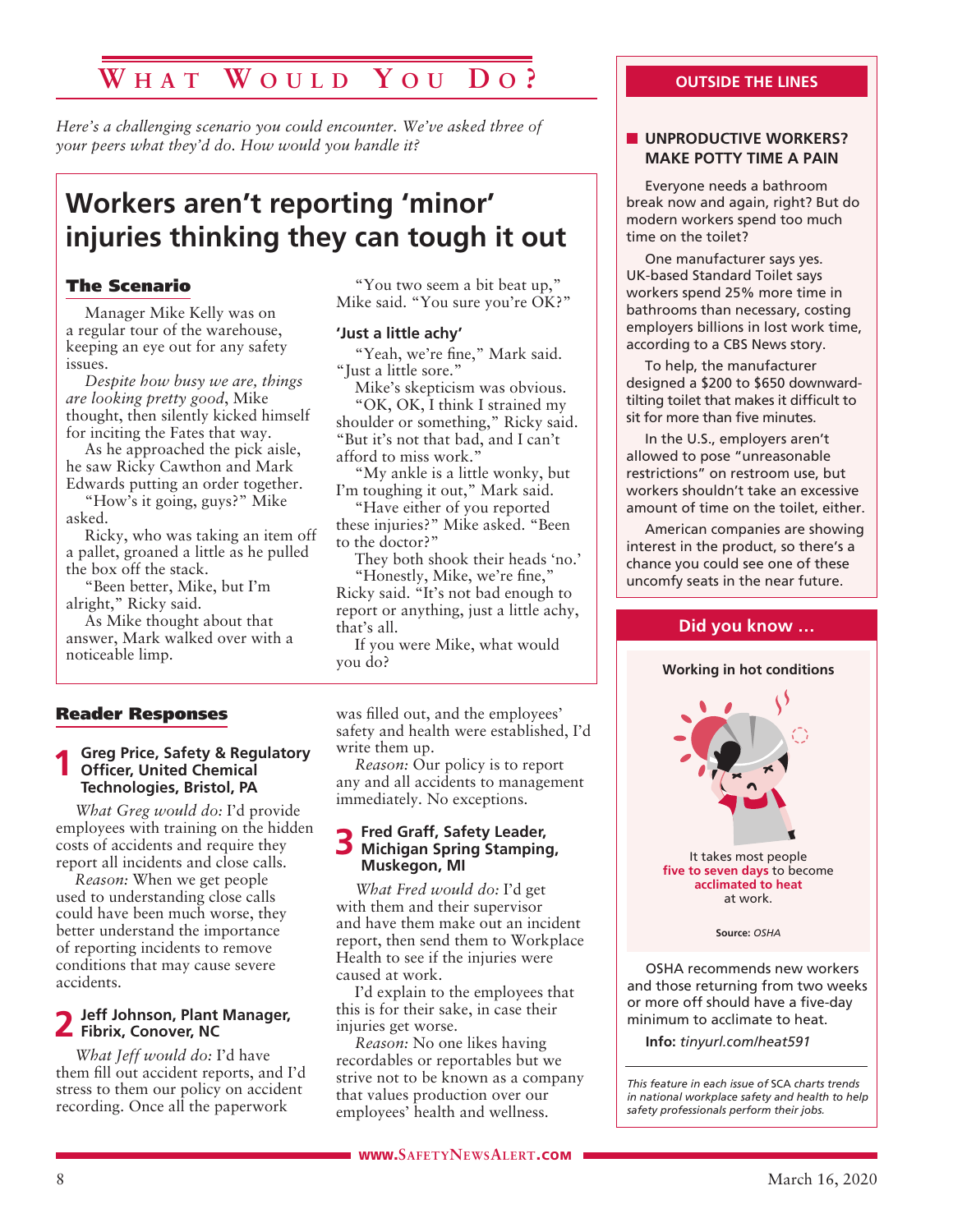# What Would You Do?

*Here's a challenging scenario you could encounter. We've asked three of your peers what they'd do. How would you handle it?*

## Workers aren't reporting 'minor' injuries thinking they can tough it out

### The Scenario

Manager Mike Kelly was on a regular tour of the warehouse, keeping an eye out for any safety issues.

*Despite how busy we are, things are looking pretty good*, Mike thought, then silently kicked himself for inciting the Fates that way.

As he approached the pick aisle, he saw Ricky Cawthon and Mark Edwards putting an order together.

"How's it going, guys?" Mike asked.

Ricky, who was taking an item off a pallet, groaned a little as he pulled the box off the stack.

"Been better, Mike, but I'm alright," Ricky said.

As Mike thought about that answer, Mark walked over with a noticeable limp.

"You two seem a bit beat up," Mike said. "You sure you're OK?"

#### 'Just a little achy'

"Yeah, we're fine," Mark said. "Just a little sore."

Mike's skepticism was obvious.

"OK, OK, I think I strained my shoulder or something," Ricky said. "But it's not that bad, and I can't afford to miss work."

"My ankle is a little wonky, but I'm toughing it out," Mark said.

"Have either of you reported these injuries?" Mike asked. "Been to the doctor?"

They both shook their heads 'no.'

"Honestly, Mike, we're fine," Ricky said. "It's not bad enough to report or anything, just a little achy, that's all.

If you were Mike, what would you do?

### Reader Responses

**1 Greg Price, Safety & Regulatory Officer, United Chemical Technologies, Bristol, PA**

*What Greg would do:* I'd provide employees with training on the hidden costs of accidents and require they report all incidents and close calls.

*Reason:* When we get people used to understanding close calls could have been much worse, they better understand the importance of reporting incidents to remove conditions that may cause severe accidents.

**2 Jeff Johnson, Plant Manager, Fibrix, Conover, NC**

*What Jeff would do:* I'd have them fill out accident reports, and I'd stress to them our policy on accident recording. Once all the paperwork was filled out, and the employees' safety and health were established, I'd write them up.

*Reason:* Our policy is to report any and all accidents to management immediately. No exceptions.

**3 Fred Graff, Safety Leader, Michigan Spring Stamping, Muskegon, MI**

*What Fred would do:* I'd get with them and their supervisor and have them make out an incident report, then send them to Workplace Health to see if the injuries were caused at work.

I'd explain to the employees that this is for their sake, in case their injuries get worse.

*Reason:* No one likes having recordables or reportables but we strive not to be known as a company that values production over our employees' health and wellness.

---

## OUTSIDE THE LINES

### UNPRODUCTIVE WORKERS? MAKE POTTY TIME A PAIN

Everyone needs a bathroom break now and again, right? But do modern workers spend too much time on the toilet?

One manufacturer says yes. UK-based Standard Toilet says workers spend 25% more time in bathrooms than necessary, costing employers billions in lost work time, according to a CBS News story.

To help, the manufacturer designed a $200 to $650 downward-tilting toilet that makes it difficult to sit for more than five minutes.

In the U.S., employers aren't allowed to pose "unreasonable restrictions" on restroom use, but workers shouldn't take an excessive amount of time on the toilet, either.

American companies are showing interest in the product, so there's a chance you could see one of these uncomfy seats in the near future.

## Did you know …

**Working in hot conditions**

It takes most people **five to seven days** to become **acclimated to heat** at work.

**Source:** *OSHA*

OSHA recommends new workers and those returning from two weeks or more off should have a five-day minimum to acclimate to heat.

**Info:** *tinyurl.com/heat591*

*This feature in each issue of SCA charts trends in national workplace safety and health to help safety professionals perform their jobs.*